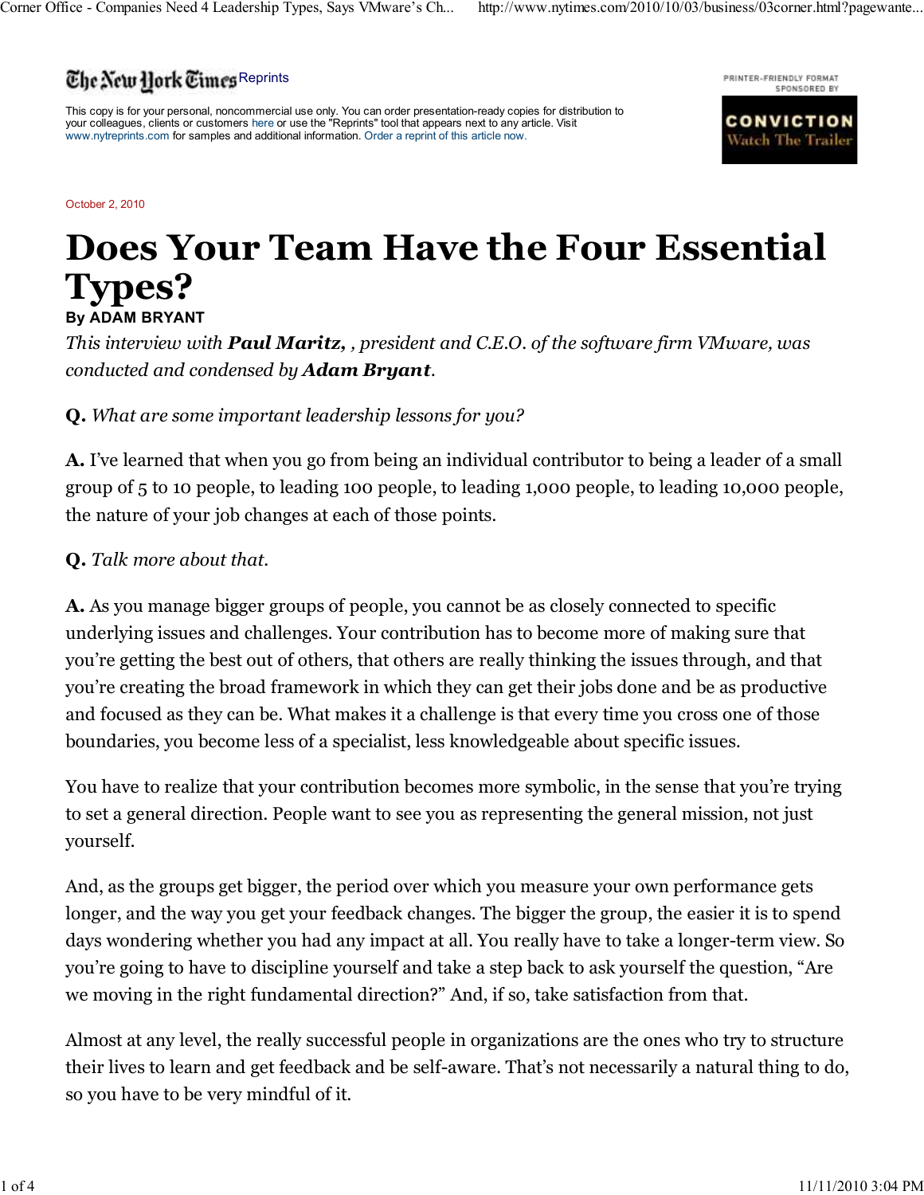![The New York Times] Reprints

This copy is for your personal, noncommercial use only. You can order presentation-ready copies for distribution to your colleagues, clients or customers here or use the "Reprints" tool that appears next to any article. Visit www.nytreprints.com for samples and additional information. Order a reprint of this article now.

October 2, 2010

# Does Your Team Have the Four Essential Types?

**By ADAM BRYANT**

*This interview with* ***Paul Maritz,*** *, president and C.E.O. of the software firm VMware, was conducted and condensed by* ***Adam Bryant****.*

**Q.** *What are some important leadership lessons for you?*

**A.** I've learned that when you go from being an individual contributor to being a leader of a small group of 5 to 10 people, to leading 100 people, to leading 1,000 people, to leading 10,000 people, the nature of your job changes at each of those points.

**Q.** *Talk more about that.*

**A.** As you manage bigger groups of people, you cannot be as closely connected to specific underlying issues and challenges. Your contribution has to become more of making sure that you're getting the best out of others, that others are really thinking the issues through, and that you're creating the broad framework in which they can get their jobs done and be as productive and focused as they can be. What makes it a challenge is that every time you cross one of those boundaries, you become less of a specialist, less knowledgeable about specific issues.

You have to realize that your contribution becomes more symbolic, in the sense that you're trying to set a general direction. People want to see you as representing the general mission, not just yourself.

And, as the groups get bigger, the period over which you measure your own performance gets longer, and the way you get your feedback changes. The bigger the group, the easier it is to spend days wondering whether you had any impact at all. You really have to take a longer-term view. So you're going to have to discipline yourself and take a step back to ask yourself the question, "Are we moving in the right fundamental direction?" And, if so, take satisfaction from that.

Almost at any level, the really successful people in organizations are the ones who try to structure their lives to learn and get feedback and be self-aware. That's not necessarily a natural thing to do, so you have to be very mindful of it.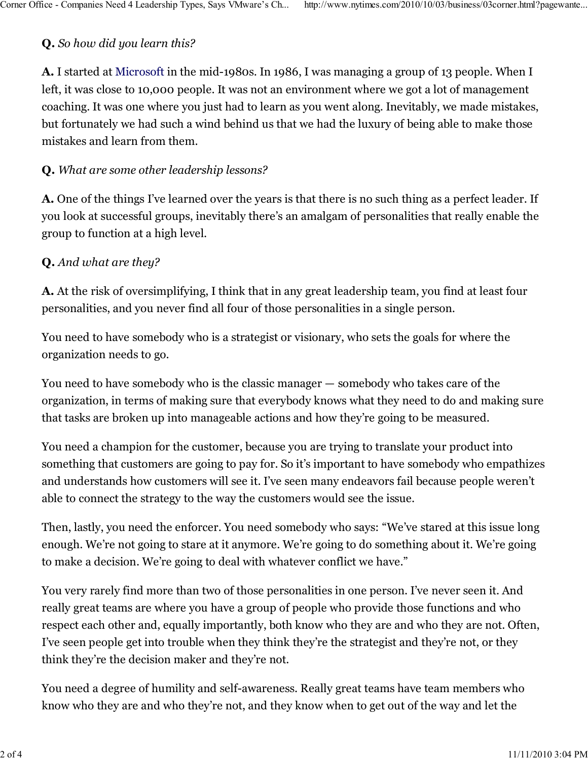**Q.** *So how did you learn this?*

**A.** I started at Microsoft in the mid-1980s. In 1986, I was managing a group of 13 people. When I left, it was close to 10,000 people. It was not an environment where we got a lot of management coaching. It was one where you just had to learn as you went along. Inevitably, we made mistakes, but fortunately we had such a wind behind us that we had the luxury of being able to make those mistakes and learn from them.

**Q.** *What are some other leadership lessons?*

**A.** One of the things I've learned over the years is that there is no such thing as a perfect leader. If you look at successful groups, inevitably there's an amalgam of personalities that really enable the group to function at a high level.

**Q.** *And what are they?*

**A.** At the risk of oversimplifying, I think that in any great leadership team, you find at least four personalities, and you never find all four of those personalities in a single person.

You need to have somebody who is a strategist or visionary, who sets the goals for where the organization needs to go.

You need to have somebody who is the classic manager — somebody who takes care of the organization, in terms of making sure that everybody knows what they need to do and making sure that tasks are broken up into manageable actions and how they're going to be measured.

You need a champion for the customer, because you are trying to translate your product into something that customers are going to pay for. So it's important to have somebody who empathizes and understands how customers will see it. I've seen many endeavors fail because people weren't able to connect the strategy to the way the customers would see the issue.

Then, lastly, you need the enforcer. You need somebody who says: "We've stared at this issue long enough. We're not going to stare at it anymore. We're going to do something about it. We're going to make a decision. We're going to deal with whatever conflict we have."

You very rarely find more than two of those personalities in one person. I've never seen it. And really great teams are where you have a group of people who provide those functions and who respect each other and, equally importantly, both know who they are and who they are not. Often, I've seen people get into trouble when they think they're the strategist and they're not, or they think they're the decision maker and they're not.

You need a degree of humility and self-awareness. Really great teams have team members who know who they are and who they're not, and they know when to get out of the way and let the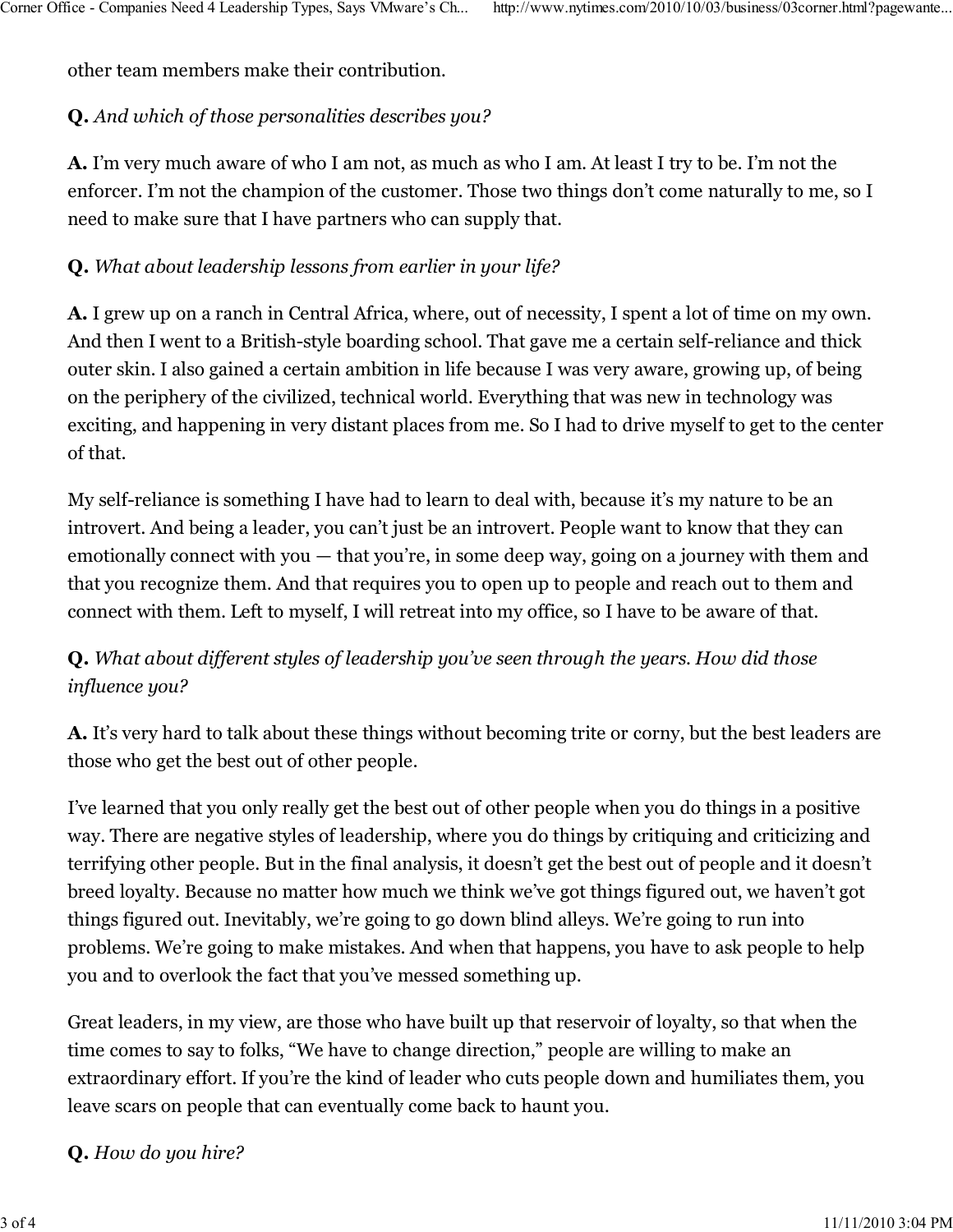other team members make their contribution.

**Q.** *And which of those personalities describes you?*

**A.** I'm very much aware of who I am not, as much as who I am. At least I try to be. I'm not the enforcer. I'm not the champion of the customer. Those two things don't come naturally to me, so I need to make sure that I have partners who can supply that.

**Q.** *What about leadership lessons from earlier in your life?*

**A.** I grew up on a ranch in Central Africa, where, out of necessity, I spent a lot of time on my own. And then I went to a British-style boarding school. That gave me a certain self-reliance and thick outer skin. I also gained a certain ambition in life because I was very aware, growing up, of being on the periphery of the civilized, technical world. Everything that was new in technology was exciting, and happening in very distant places from me. So I had to drive myself to get to the center of that.

My self-reliance is something I have had to learn to deal with, because it's my nature to be an introvert. And being a leader, you can't just be an introvert. People want to know that they can emotionally connect with you — that you're, in some deep way, going on a journey with them and that you recognize them. And that requires you to open up to people and reach out to them and connect with them. Left to myself, I will retreat into my office, so I have to be aware of that.

**Q.** *What about different styles of leadership you've seen through the years. How did those influence you?*

**A.** It's very hard to talk about these things without becoming trite or corny, but the best leaders are those who get the best out of other people.

I've learned that you only really get the best out of other people when you do things in a positive way. There are negative styles of leadership, where you do things by critiquing and criticizing and terrifying other people. But in the final analysis, it doesn't get the best out of people and it doesn't breed loyalty. Because no matter how much we think we've got things figured out, we haven't got things figured out. Inevitably, we're going to go down blind alleys. We're going to run into problems. We're going to make mistakes. And when that happens, you have to ask people to help you and to overlook the fact that you've messed something up.

Great leaders, in my view, are those who have built up that reservoir of loyalty, so that when the time comes to say to folks, "We have to change direction," people are willing to make an extraordinary effort. If you're the kind of leader who cuts people down and humiliates them, you leave scars on people that can eventually come back to haunt you.

**Q.** *How do you hire?*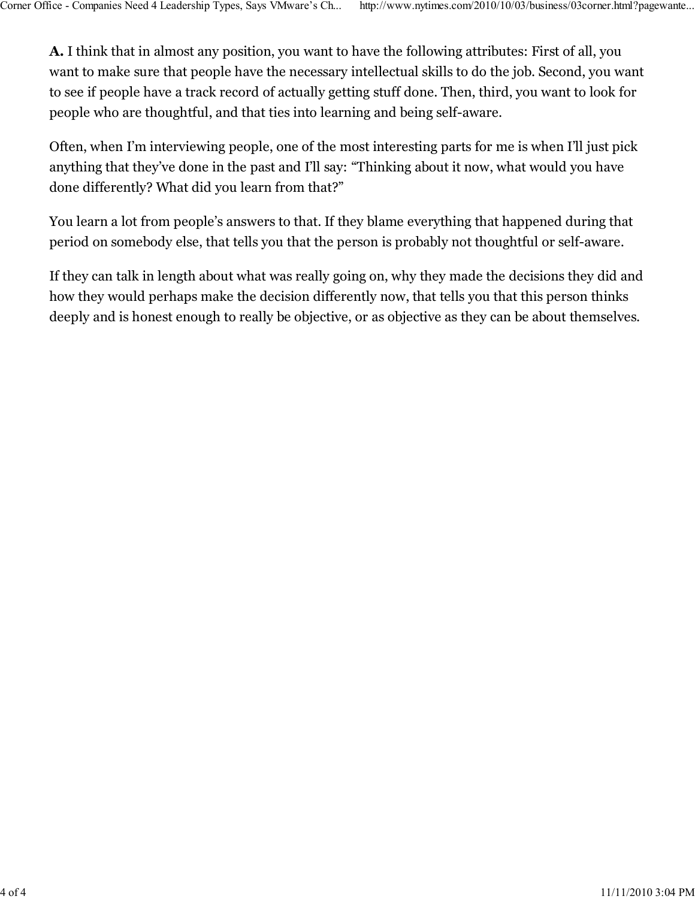**A.** I think that in almost any position, you want to have the following attributes: First of all, you want to make sure that people have the necessary intellectual skills to do the job. Second, you want to see if people have a track record of actually getting stuff done. Then, third, you want to look for people who are thoughtful, and that ties into learning and being self-aware.

Often, when I'm interviewing people, one of the most interesting parts for me is when I'll just pick anything that they've done in the past and I'll say: "Thinking about it now, what would you have done differently? What did you learn from that?"

You learn a lot from people's answers to that. If they blame everything that happened during that period on somebody else, that tells you that the person is probably not thoughtful or self-aware.

If they can talk in length about what was really going on, why they made the decisions they did and how they would perhaps make the decision differently now, that tells you that this person thinks deeply and is honest enough to really be objective, or as objective as they can be about themselves.